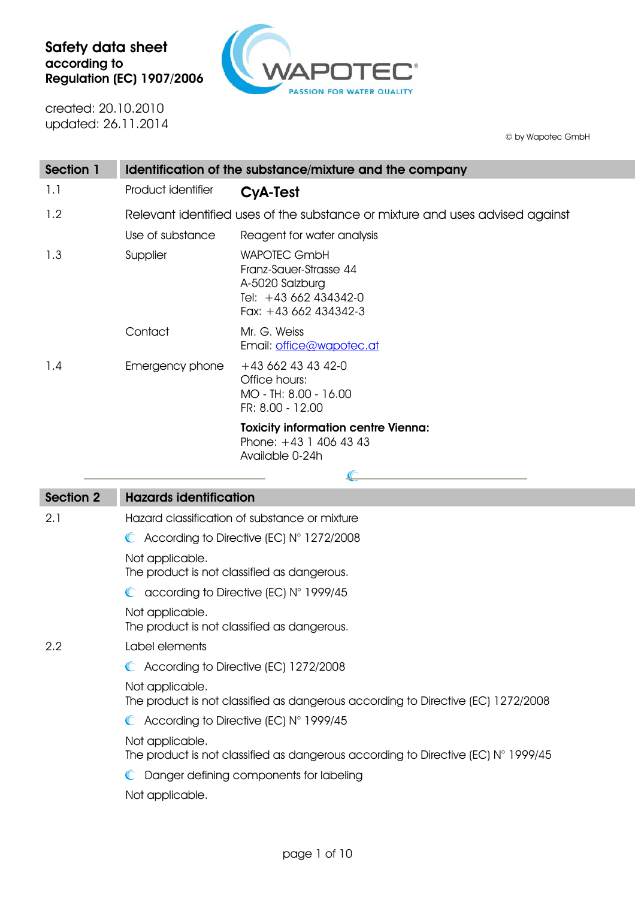# Safety data sheet
according to
Regulation (EC) 1907/2006

created: 20.10.2010
updated: 26.11.2014

© by Wapotec GmbH

## Section 1 Identification of the substance/mixture and the company

| | | |
|---|---|---|
| 1.1 | Product identifier | **CyA-Test** |
| 1.2 | Relevant identified uses of the substance or mixture and uses advised against | |
| | Use of substance | Reagent for water analysis |
| 1.3 | Supplier | WAPOTEC GmbH<br>Franz-Sauer-Strasse 44<br>A-5020 Salzburg<br>Tel: +43 662 434342-0<br>Fax: +43 662 434342-3 |
| | Contact | Mr. G. Weiss<br>Email: office@wapotec.at |
| 1.4 | Emergency phone | +43 662 43 43 42-0<br>Office hours:<br>MO - TH: 8.00 - 16.00<br>FR: 8.00 - 12.00 |
| | | **Toxicity information centre Vienna:**<br>Phone: +43 1 406 43 43<br>Available 0-24h |

## Section 2 Hazards identification

2.1 Hazard classification of substance or mixture

- According to Directive (EC) N° 1272/2008

Not applicable.
The product is not classified as dangerous.

- according to Directive (EC) N° 1999/45

Not applicable.
The product is not classified as dangerous.

2.2 Label elements

- According to Directive (EC) 1272/2008

Not applicable.
The product is not classified as dangerous according to Directive (EC) 1272/2008

- According to Directive (EC) N° 1999/45

Not applicable.
The product is not classified as dangerous according to Directive (EC) N° 1999/45

- Danger defining components for labeling

Not applicable.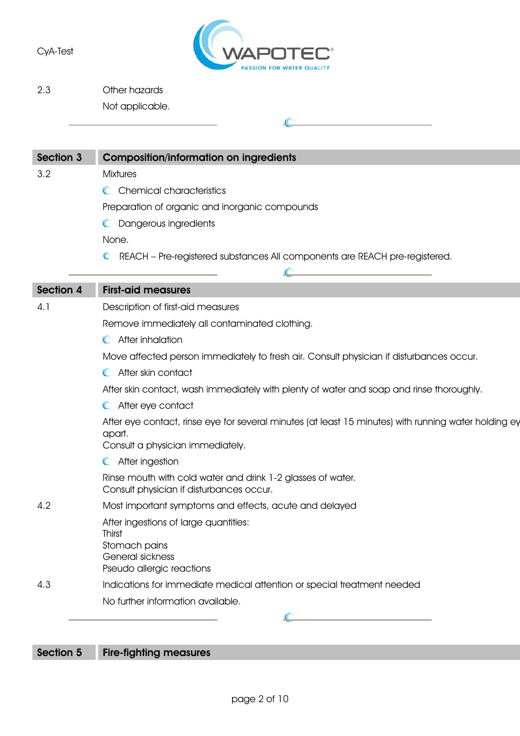2.3 Other hazards

Not applicable.

## Section 3 Composition/information on ingredients

3.2 Mixtures

- Chemical characteristics

Preparation of organic and inorganic compounds

- Dangerous ingredients

None.

- REACH – Pre-registered substances All components are REACH pre-registered.

## Section 4 First-aid measures

4.1 Description of first-aid measures

Remove immediately all contaminated clothing.

- After inhalation

Move affected person immediately to fresh air. Consult physician if disturbances occur.

- After skin contact

After skin contact, wash immediately with plenty of water and soap and rinse thoroughly.

- After eye contact

After eye contact, rinse eye for several minutes (at least 15 minutes) with running water holding ey apart.
Consult a physician immediately.

- After ingestion

Rinse mouth with cold water and drink 1-2 glasses of water.
Consult physician if disturbances occur.

4.2 Most important symptoms and effects, acute and delayed

After ingestions of large quantities:
Thirst
Stomach pains
General sickness
Pseudo allergic reactions

4.3 Indications for immediate medical attention or special treatment needed

No further information available.

## Section 5 Fire-fighting measures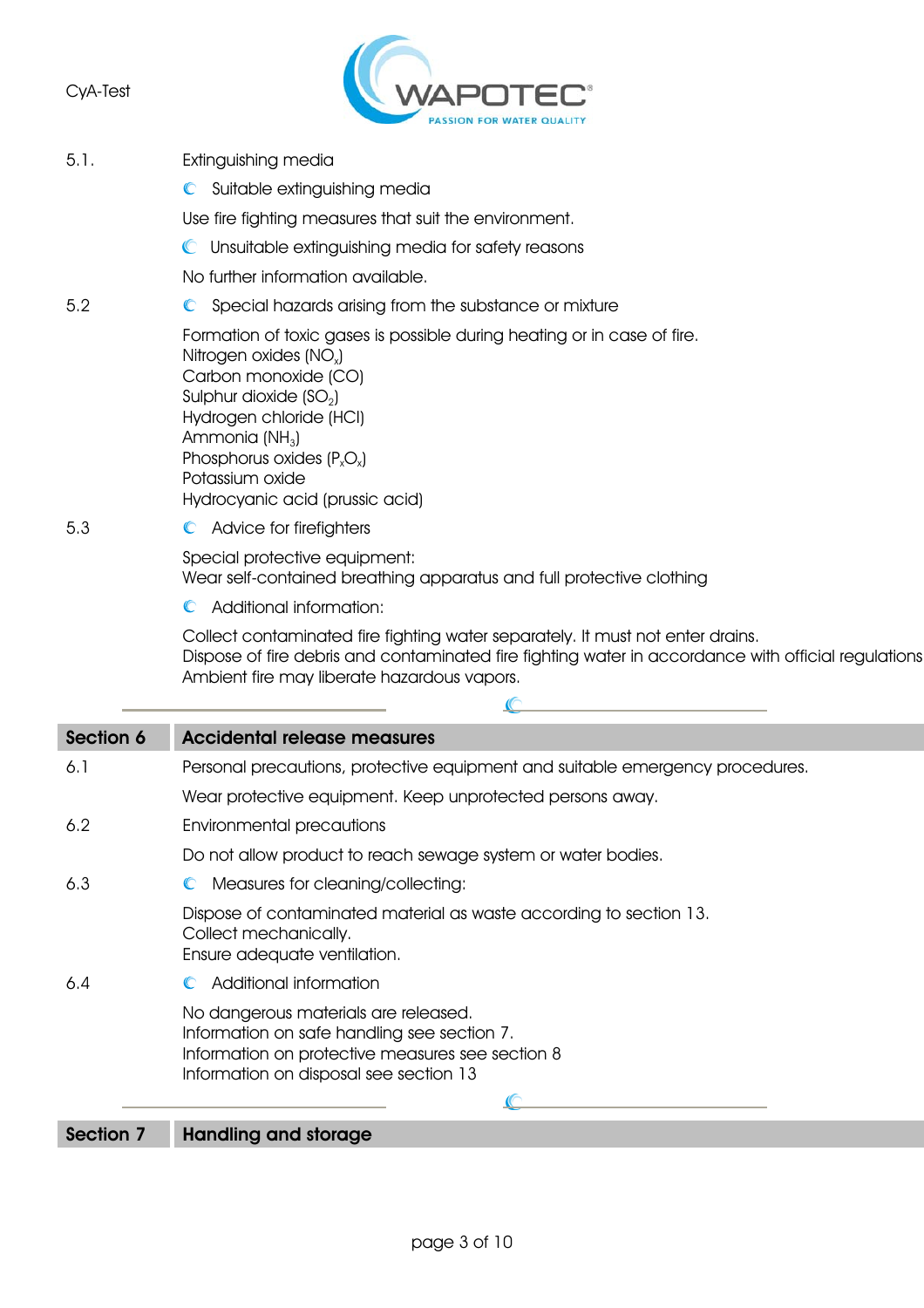5.1. Extinguishing media

- Suitable extinguishing media

Use fire fighting measures that suit the environment.

- Unsuitable extinguishing media for safety reasons

No further information available.

5.2

- Special hazards arising from the substance or mixture

Formation of toxic gases is possible during heating or in case of fire.
Nitrogen oxides ($NO_x$)
Carbon monoxide (CO)
Sulphur dioxide ($SO_2$)
Hydrogen chloride (HCl)
Ammonia ($NH_3$)
Phosphorus oxides ($P_xO_x$)
Potassium oxide
Hydrocyanic acid (prussic acid)

5.3

- Advice for firefighters

Special protective equipment:
Wear self-contained breathing apparatus and full protective clothing

- Additional information:

Collect contaminated fire fighting water separately. It must not enter drains.
Dispose of fire debris and contaminated fire fighting water in accordance with official regulations
Ambient fire may liberate hazardous vapors.

## Section 6 Accidental release measures

6.1 Personal precautions, protective equipment and suitable emergency procedures.

Wear protective equipment. Keep unprotected persons away.

6.2 Environmental precautions

Do not allow product to reach sewage system or water bodies.

6.3

- Measures for cleaning/collecting:

Dispose of contaminated material as waste according to section 13.
Collect mechanically.
Ensure adequate ventilation.

6.4

- Additional information

No dangerous materials are released.
Information on safe handling see section 7.
Information on protective measures see section 8
Information on disposal see section 13

## Section 7 Handling and storage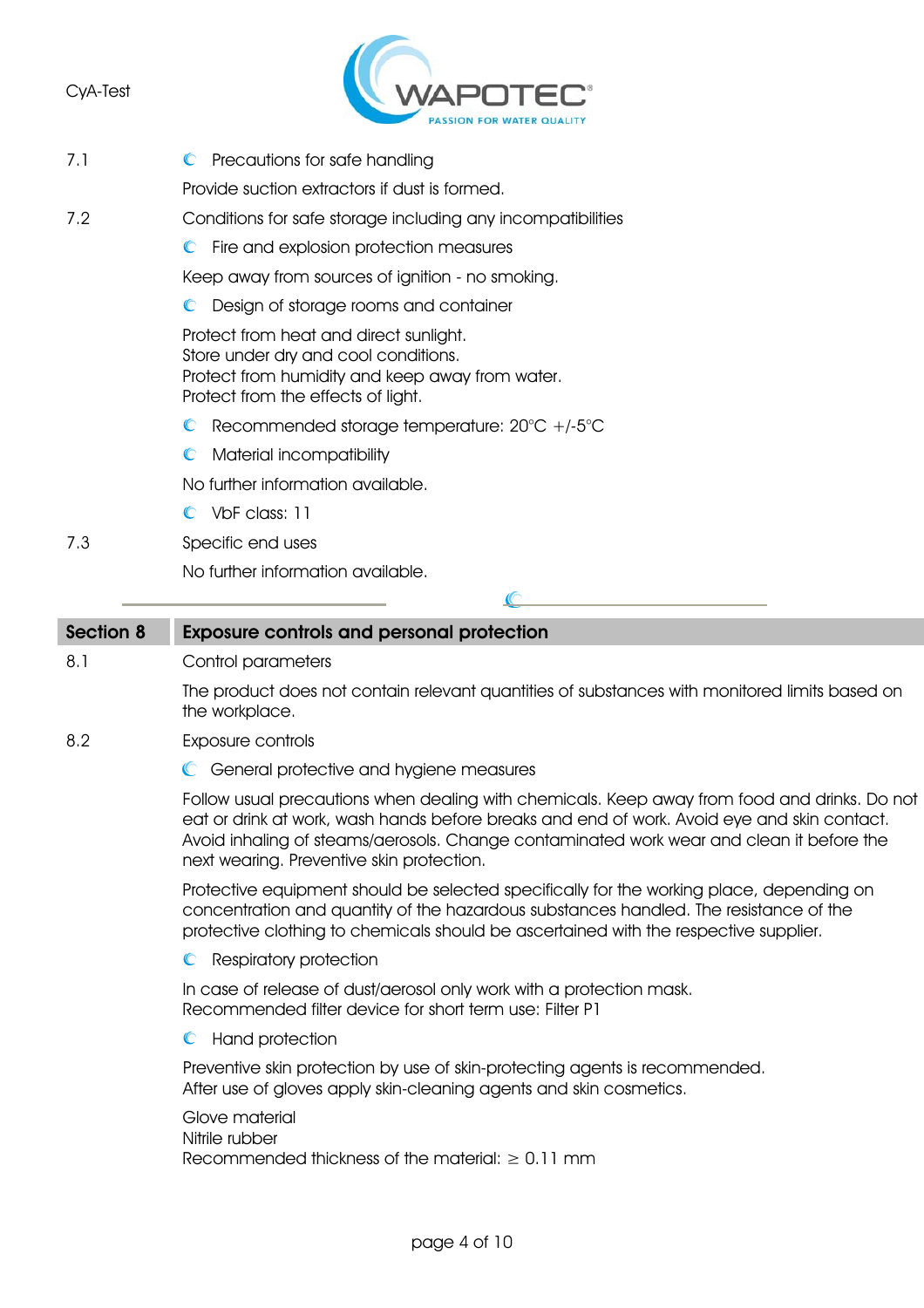7.1 Precautions for safe handling

Provide suction extractors if dust is formed.

7.2 Conditions for safe storage including any incompatibilities

Fire and explosion protection measures

Keep away from sources of ignition - no smoking.

Design of storage rooms and container

Protect from heat and direct sunlight.
Store under dry and cool conditions.
Protect from humidity and keep away from water.
Protect from the effects of light.

Recommended storage temperature: 20°C +/-5°C

Material incompatibility

No further information available.

VbF class: 11

7.3 Specific end uses

No further information available.

## Section 8 Exposure controls and personal protection

8.1 Control parameters

The product does not contain relevant quantities of substances with monitored limits based on the workplace.

8.2 Exposure controls

General protective and hygiene measures

Follow usual precautions when dealing with chemicals. Keep away from food and drinks. Do not eat or drink at work, wash hands before breaks and end of work. Avoid eye and skin contact. Avoid inhaling of steams/aerosols. Change contaminated work wear and clean it before the next wearing. Preventive skin protection.

Protective equipment should be selected specifically for the working place, depending on concentration and quantity of the hazardous substances handled. The resistance of the protective clothing to chemicals should be ascertained with the respective supplier.

Respiratory protection

In case of release of dust/aerosol only work with a protection mask.
Recommended filter device for short term use: Filter P1

Hand protection

Preventive skin protection by use of skin-protecting agents is recommended.
After use of gloves apply skin-cleaning agents and skin cosmetics.

Glove material
Nitrile rubber
Recommended thickness of the material: ≥ 0.11 mm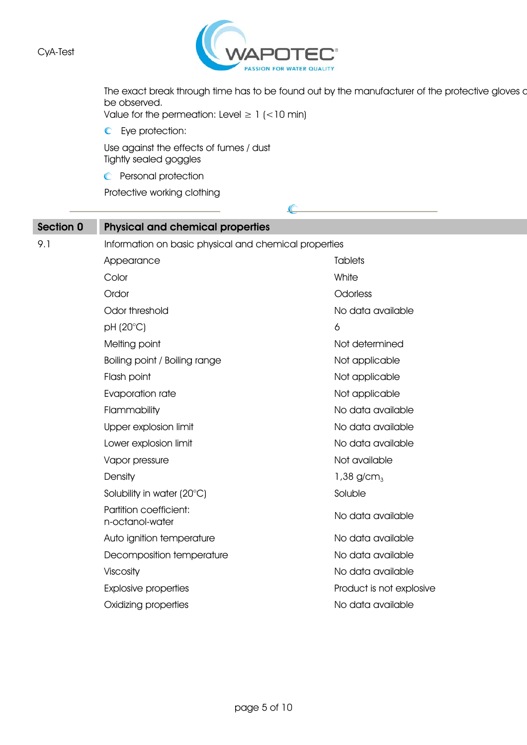The exact break through time has to be found out by the manufacturer of the protective gloves c be observed.
Value for the permeation: Level ≥ 1 (<10 min)

- Eye protection:

Use against the effects of fumes / dust
Tightly sealed goggles

- Personal protection

Protective working clothing

## Section 0 Physical and chemical properties

9.1 Information on basic physical and chemical properties

| | |
|---|---|
| Appearance | Tablets |
| Color | White |
| Ordor | Odorless |
| Odor threshold | No data available |
| pH (20°C) | 6 |
| Melting point | Not determined |
| Boiling point / Boiling range | Not applicable |
| Flash point | Not applicable |
| Evaporation rate | Not applicable |
| Flammability | No data available |
| Upper explosion limit | No data available |
| Lower explosion limit | No data available |
| Vapor pressure | Not available |
| Density | 1,38 $g/cm_3$ |
| Solubility in water (20°C) | Soluble |
| Partition coefficient: n-octanol-water | No data available |
| Auto ignition temperature | No data available |
| Decomposition temperature | No data available |
| Viscosity | No data available |
| Explosive properties | Product is not explosive |
| Oxidizing properties | No data available |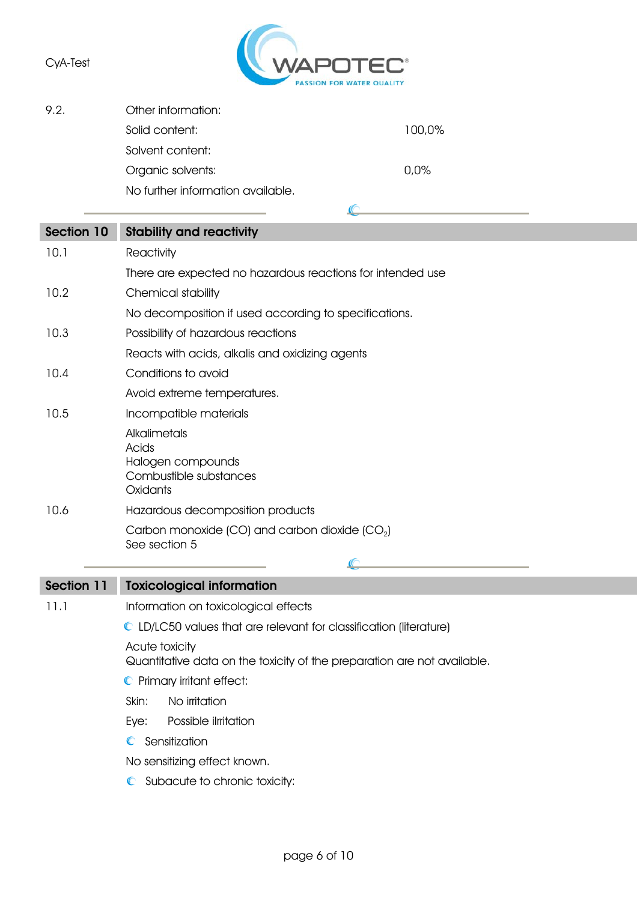9.2. Other information:

| | |
|---|---|
| Solid content: | 100,0% |
| Solvent content: | |
| Organic solvents: | 0,0% |

No further information available.

## Section 10 Stability and reactivity

10.1 Reactivity

There are expected no hazardous reactions for intended use

10.2 Chemical stability

No decomposition if used according to specifications.

10.3 Possibility of hazardous reactions

Reacts with acids, alkalis and oxidizing agents

10.4 Conditions to avoid

Avoid extreme temperatures.

10.5 Incompatible materials

Alkalimetals
Acids
Halogen compounds
Combustible substances
Oxidants

10.6 Hazardous decomposition products

Carbon monoxide (CO) and carbon dioxide ($CO_2$)
See section 5

## Section 11 Toxicological information

11.1 Information on toxicological effects

LD/LC50 values that are relevant for classification (literature)

Acute toxicity
Quantitative data on the toxicity of the preparation are not available.

Primary irritant effect:

Skin: No irritation

Eye: Possible ilrritation

Sensitization

No sensitizing effect known.

Subacute to chronic toxicity: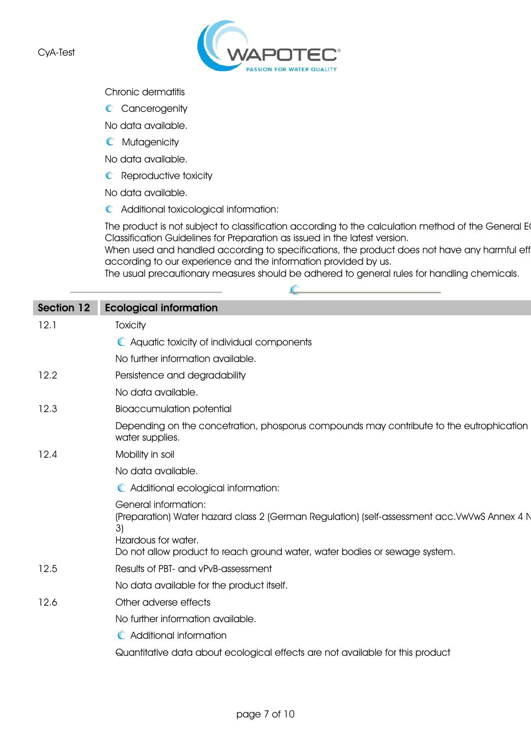Chronic dermatitis

- Cancerogenity

No data available.

- Mutagenicity

No data available.

- Reproductive toxicity

No data available.

- Additional toxicological information:

The product is not subject to classification according to the calculation method of the General E
Classification Guidelines for Preparation as issued in the latest version.
When used and handled according to specifications, the product does not have any harmful eff
according to our experience and the information provided by us.
The usual precautionary measures should be adhered to general rules for handling chemicals.

---

## Section 12 Ecological information

**12.1** Toxicity

- Aquatic toxicity of individual components

No further information available.

**12.2** Persistence and degradability

No data available.

**12.3** Bioaccumulation potential

Depending on the concetration, phosporus compounds may contribute to the eutrophication
water supplies.

**12.4** Mobility in soil

No data available.

- Additional ecological information:

General information:
(Preparation) Water hazard class 2 (German Regulation) (self-assessment acc.VwVwS Annex 4 N
3)
Hzardous for water.
Do not allow product to reach ground water, water bodies or sewage system.

**12.5** Results of PBT- and vPvB-assessment

No data available for the product itself.

**12.6** Other adverse effects

No further information available.

- Additional information

Quantitative data about ecological effects are not available for this product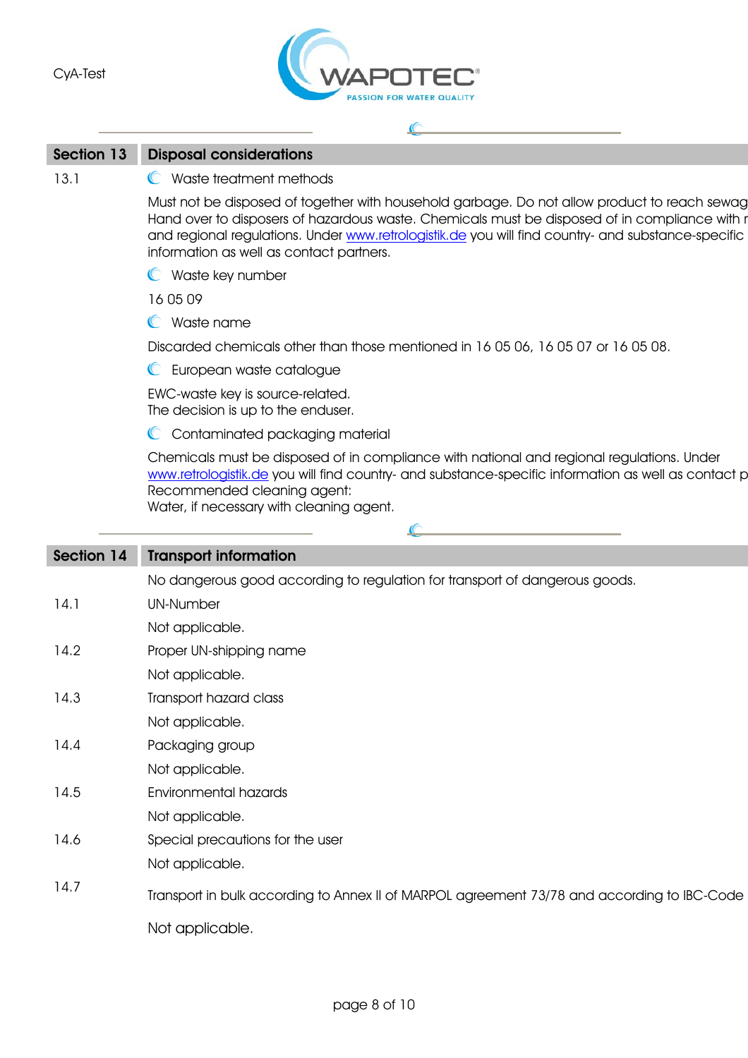## Section 13 Disposal considerations

13.1 Waste treatment methods

Must not be disposed of together with household garbage. Do not allow product to reach sewag
Hand over to disposers of hazardous waste. Chemicals must be disposed of in compliance with r
and regional regulations. Under www.retrologistik.de you will find country- and substance-specific
information as well as contact partners.

Waste key number

16 05 09

Waste name

Discarded chemicals other than those mentioned in 16 05 06, 16 05 07 or 16 05 08.

European waste catalogue

EWC-waste key is source-related.
The decision is up to the enduser.

Contaminated packaging material

Chemicals must be disposed of in compliance with national and regional regulations. Under
www.retrologistik.de you will find country- and substance-specific information as well as contact p
Recommended cleaning agent:
Water, if necessary with cleaning agent.

## Section 14 Transport information

No dangerous good according to regulation for transport of dangerous goods.

14.1 UN-Number

Not applicable.

14.2 Proper UN-shipping name

Not applicable.

14.3 Transport hazard class

Not applicable.

14.4 Packaging group

Not applicable.

14.5 Environmental hazards

Not applicable.

14.6 Special precautions for the user

Not applicable.

14.7 Transport in bulk according to Annex II of MARPOL agreement 73/78 and according to IBC-Code

Not applicable.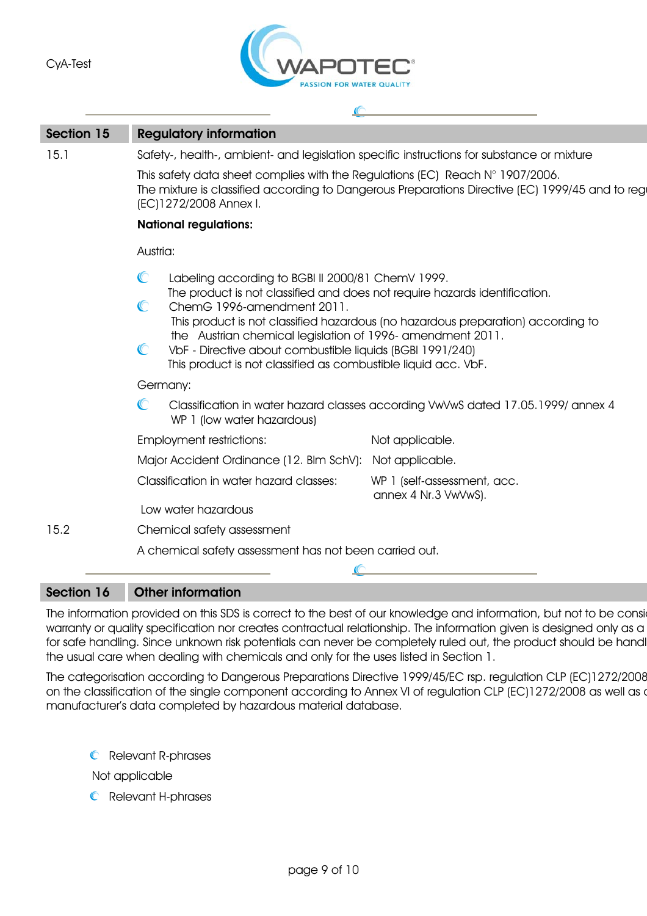## Section 15 Regulatory information

15.1 Safety-, health-, ambient- and legislation specific instructions for substance or mixture

This safety data sheet complies with the Regulations (EC) Reach N° 1907/2006.
The mixture is classified according to Dangerous Preparations Directive (EC) 1999/45 and to regu (EC)1272/2008 Annex I.

**National regulations:**

Austria:

- Labeling according to BGBl II 2000/81 ChemV 1999.
  The product is not classified and does not require hazards identification.
- ChemG 1996-amendment 2011.
  This product is not classified hazardous (no hazardous preparation) according to the Austrian chemical legislation of 1996- amendment 2011.
- VbF - Directive about combustible liquids (BGBl 1991/240)
  This product is not classified as combustible liquid acc. VbF.

Germany:

- Classification in water hazard classes according VwVwS dated 17.05.1999/ annex 4
  WP 1 (low water hazardous)

| | |
|---|---|
| Employment restrictions: | Not applicable. |
| Major Accident Ordinance (12. BImSchV): | Not applicable. |
| Classification in water hazard classes: | WP 1 (self-assessment, acc. annex 4 Nr.3 VwVwS). |

Low water hazardous

15.2 Chemical safety assessment

A chemical safety assessment has not been carried out.

## Section 16 Other information

The information provided on this SDS is correct to the best of our knowledge and information, but not to be consi warranty or quality specification nor creates contractual relationship. The information given is designed only as a for safe handling. Since unknown risk potentials can never be completely ruled out, the product should be handl the usual care when dealing with chemicals and only for the uses listed in Section 1.

The categorisation according to Dangerous Preparations Directive 1999/45/EC rsp. regulation CLP (EC)1272/2008 on the classification of the single component according to Annex VI of regulation CLP (EC)1272/2008 as well as manufacturer's data completed by hazardous material database.

- Relevant R-phrases

  Not applicable

- Relevant H-phrases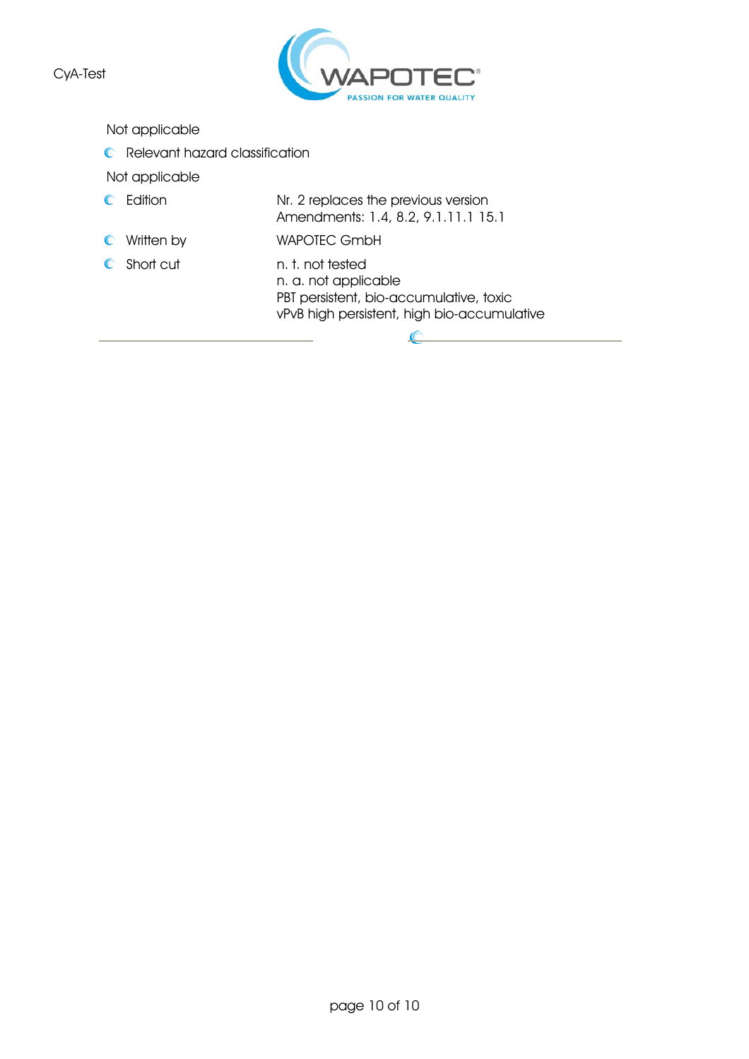Not applicable

- Relevant hazard classification

Not applicable

| | |
|---|---|
| Edition | Nr. 2 replaces the previous version<br>Amendments: 1.4, 8.2, 9.1.11.1 15.1 |
| Written by | WAPOTEC GmbH |
| Short cut | n. t. not tested<br>n. a. not applicable<br>PBT persistent, bio-accumulative, toxic<br>vPvB high persistent, high bio-accumulative |